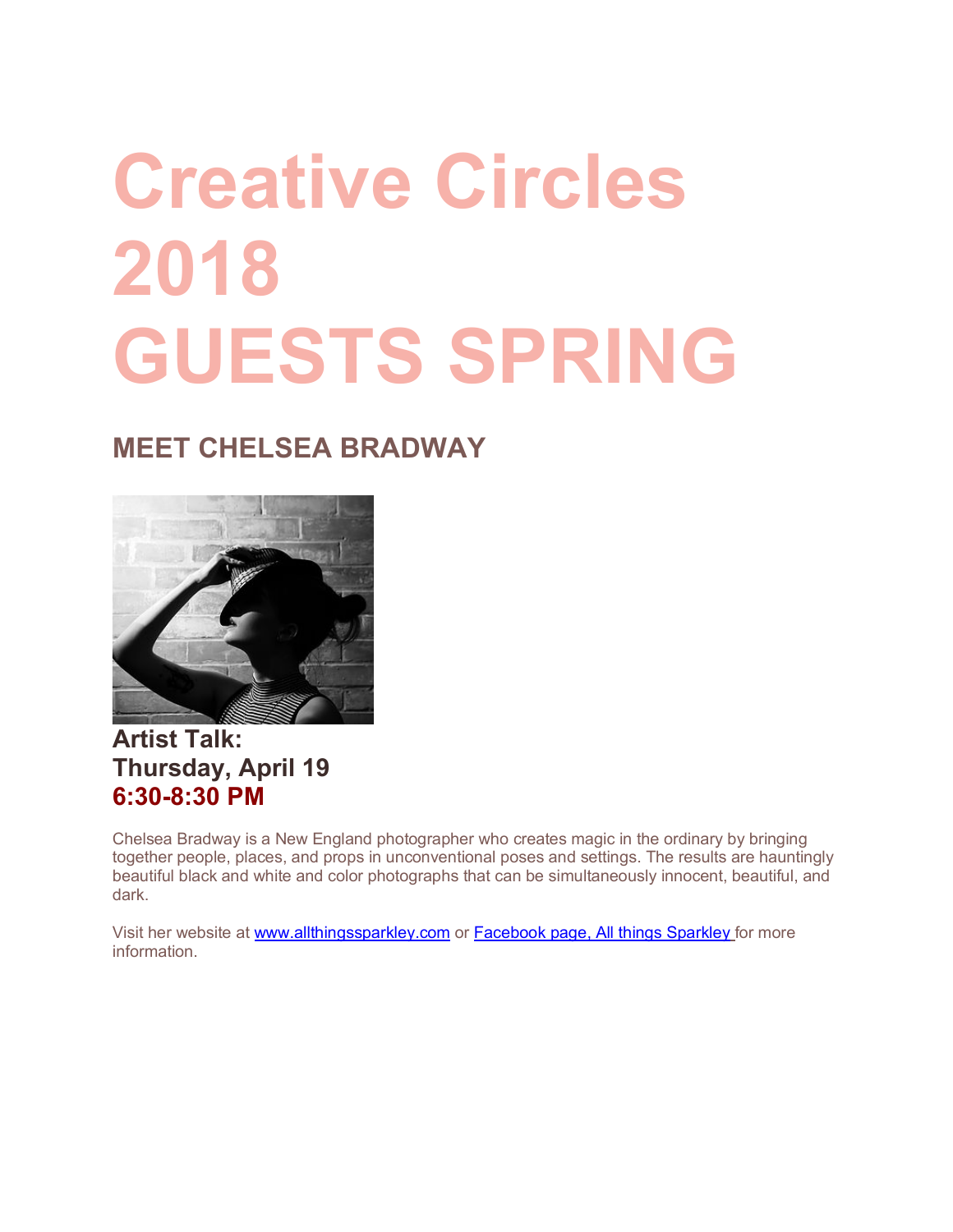# Creative Circles 2018 GUESTS SPRING

## MEET CHELSEA BRADWAY

### Artist Talk:
### Thursday, April 19
### 6:30-8:30 PM

Chelsea Bradway is a New England photographer who creates magic in the ordinary by bringing together people, places, and props in unconventional poses and settings. The results are hauntingly beautiful black and white and color photographs that can be simultaneously innocent, beautiful, and dark.

Visit her website at www.allthingssparkley.com or Facebook page, All things Sparkley for more information.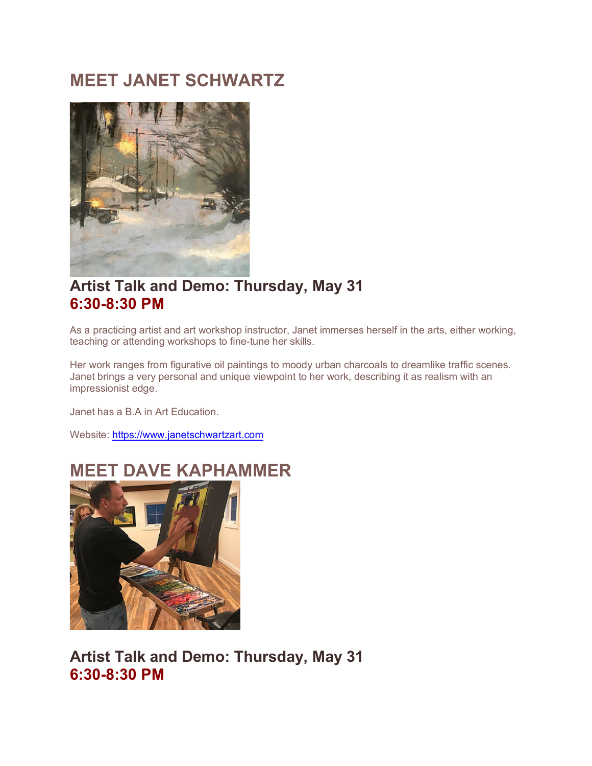# MEET JANET SCHWARTZ

## Artist Talk and Demo: Thursday, May 31
## 6:30-8:30 PM

As a practicing artist and art workshop instructor, Janet immerses herself in the arts, either working, teaching or attending workshops to fine-tune her skills.

Her work ranges from figurative oil paintings to moody urban charcoals to dreamlike traffic scenes. Janet brings a very personal and unique viewpoint to her work, describing it as realism with an impressionist edge.

Janet has a B.A in Art Education.

Website: [https://www.janetschwartzart.com](https://www.janetschwartzart.com)

# MEET DAVE KAPHAMMER

## Artist Talk and Demo: Thursday, May 31
## 6:30-8:30 PM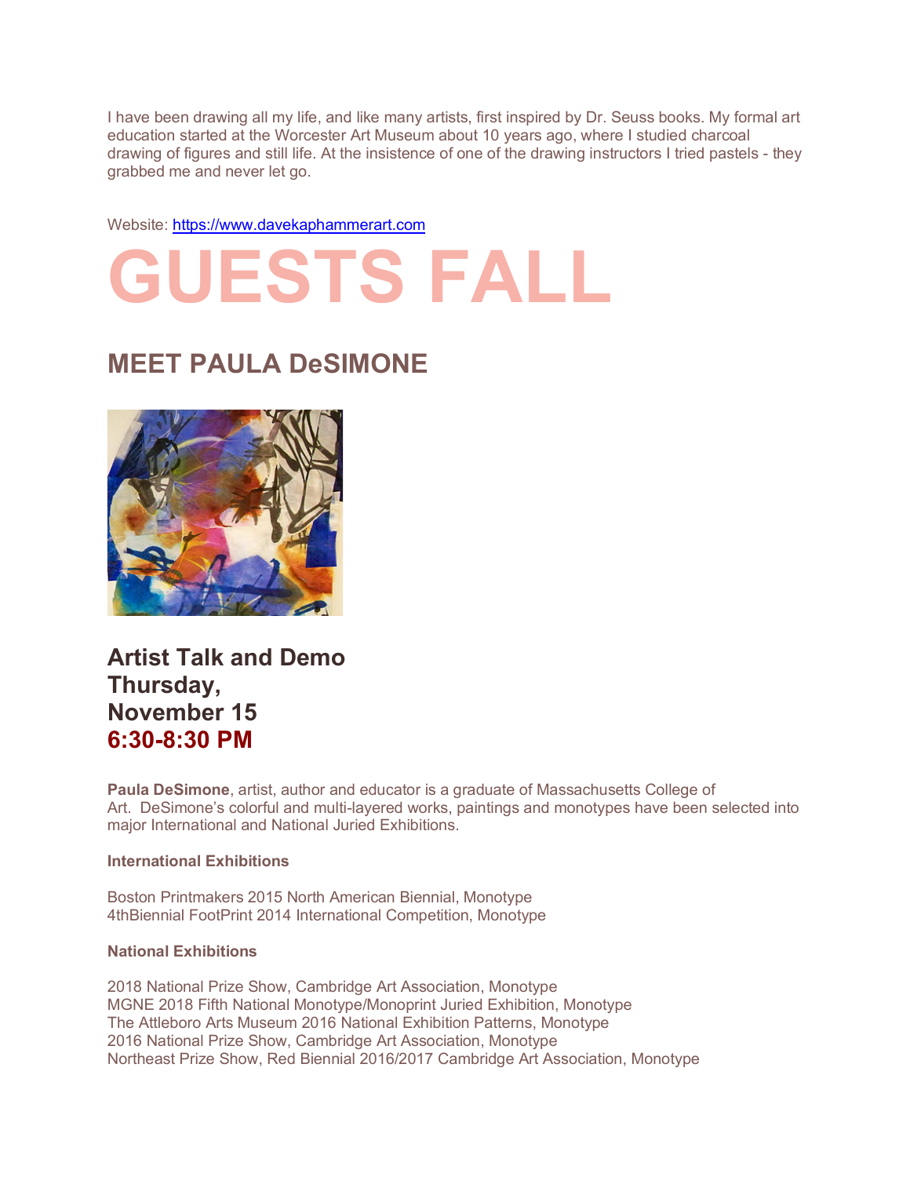I have been drawing all my life, and like many artists, first inspired by Dr. Seuss books. My formal art education started at the Worcester Art Museum about 10 years ago, where I studied charcoal drawing of figures and still life. At the insistence of one of the drawing instructors I tried pastels - they grabbed me and never let go.

Website: [https://www.davekaphammerart.com](https://www.davekaphammerart.com)

# GUESTS FALL

## MEET PAULA DeSIMONE

### Artist Talk and Demo
### Thursday,
### November 15
### 6:30-8:30 PM

**Paula DeSimone**, artist, author and educator is a graduate of Massachusetts College of Art. DeSimone's colorful and multi-layered works, paintings and monotypes have been selected into major International and National Juried Exhibitions.

**International Exhibitions**

Boston Printmakers 2015 North American Biennial, Monotype
4thBiennial FootPrint 2014 International Competition, Monotype

**National Exhibitions**

2018 National Prize Show, Cambridge Art Association, Monotype
MGNE 2018 Fifth National Monotype/Monoprint Juried Exhibition, Monotype
The Attleboro Arts Museum 2016 National Exhibition Patterns, Monotype
2016 National Prize Show, Cambridge Art Association, Monotype
Northeast Prize Show, Red Biennial 2016/2017 Cambridge Art Association, Monotype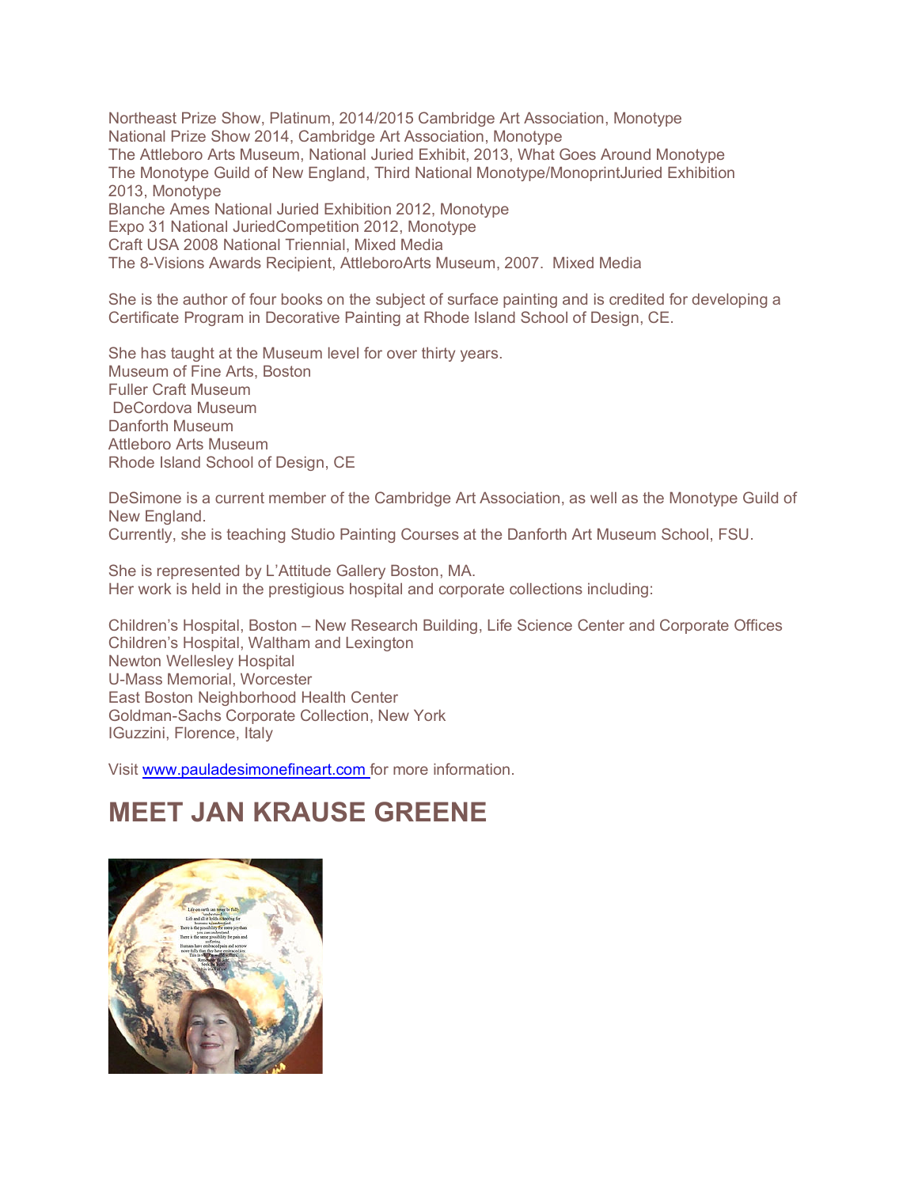Northeast Prize Show, Platinum, 2014/2015 Cambridge Art Association, Monotype
National Prize Show 2014, Cambridge Art Association, Monotype
The Attleboro Arts Museum, National Juried Exhibit, 2013, What Goes Around Monotype
The Monotype Guild of New England, Third National Monotype/MonoprintJuried Exhibition 2013, Monotype
Blanche Ames National Juried Exhibition 2012, Monotype
Expo 31 National JuriedCompetition 2012, Monotype
Craft USA 2008 National Triennial, Mixed Media
The 8-Visions Awards Recipient, AttleboroArts Museum, 2007. Mixed Media

She is the author of four books on the subject of surface painting and is credited for developing a Certificate Program in Decorative Painting at Rhode Island School of Design, CE.

She has taught at the Museum level for over thirty years.
Museum of Fine Arts, Boston
Fuller Craft Museum
DeCordova Museum
Danforth Museum
Attleboro Arts Museum
Rhode Island School of Design, CE

DeSimone is a current member of the Cambridge Art Association, as well as the Monotype Guild of New England.
Currently, she is teaching Studio Painting Courses at the Danforth Art Museum School, FSU.

She is represented by L'Attitude Gallery Boston, MA.
Her work is held in the prestigious hospital and corporate collections including:

Children's Hospital, Boston – New Research Building, Life Science Center and Corporate Offices
Children's Hospital, Waltham and Lexington
Newton Wellesley Hospital
U-Mass Memorial, Worcester
East Boston Neighborhood Health Center
Goldman-Sachs Corporate Collection, New York
IGuzzini, Florence, Italy

Visit www.pauladesimonefineart.com for more information.

## MEET JAN KRAUSE GREENE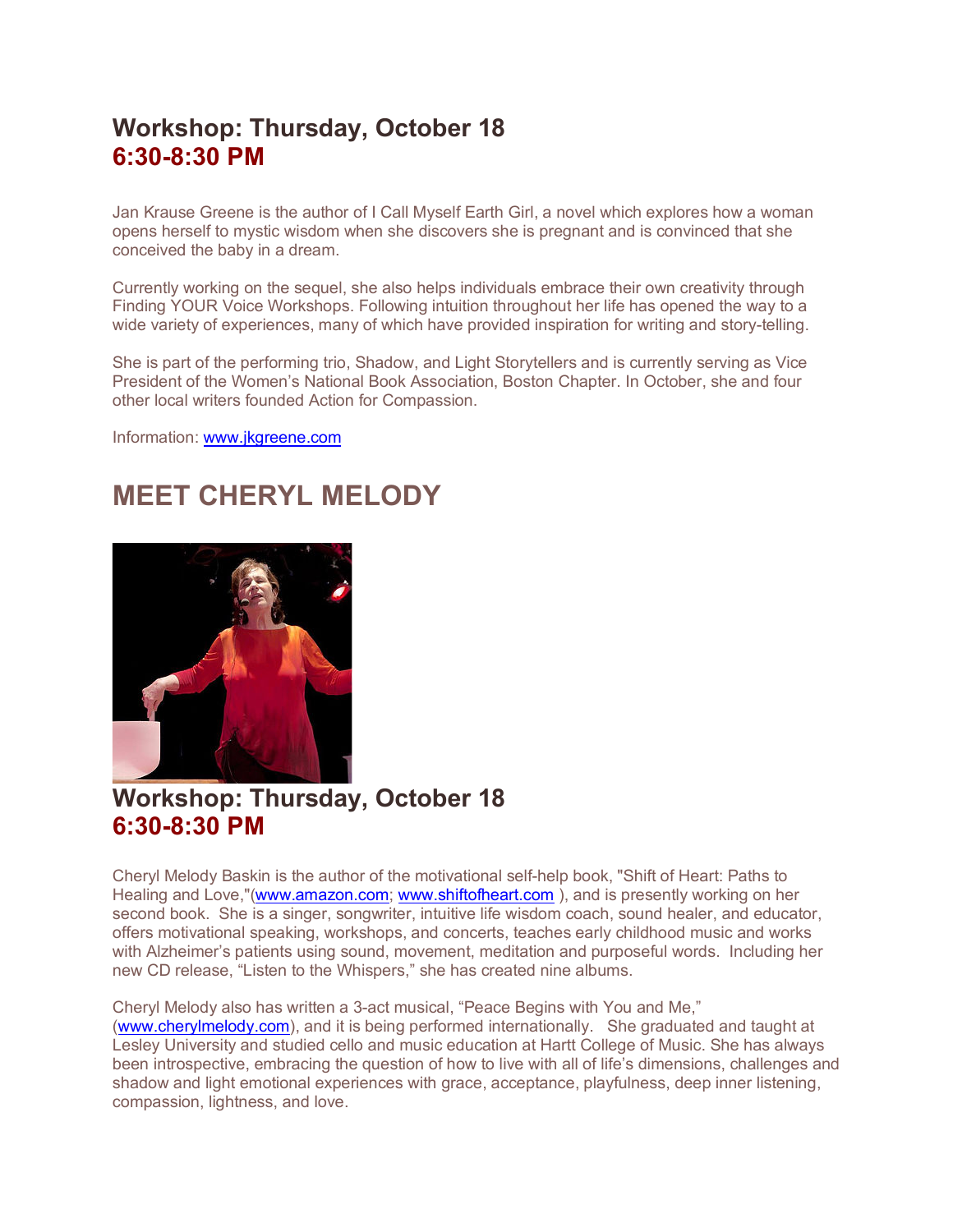## Workshop: Thursday, October 18
## 6:30-8:30 PM

Jan Krause Greene is the author of I Call Myself Earth Girl, a novel which explores how a woman opens herself to mystic wisdom when she discovers she is pregnant and is convinced that she conceived the baby in a dream.

Currently working on the sequel, she also helps individuals embrace their own creativity through Finding YOUR Voice Workshops. Following intuition throughout her life has opened the way to a wide variety of experiences, many of which have provided inspiration for writing and story-telling.

She is part of the performing trio, Shadow, and Light Storytellers and is currently serving as Vice President of the Women's National Book Association, Boston Chapter. In October, she and four other local writers founded Action for Compassion.

Information: www.jkgreene.com

# MEET CHERYL MELODY

## Workshop: Thursday, October 18
## 6:30-8:30 PM

Cheryl Melody Baskin is the author of the motivational self-help book, "Shift of Heart: Paths to Healing and Love,"(www.amazon.com; www.shiftofheart.com ), and is presently working on her second book. She is a singer, songwriter, intuitive life wisdom coach, sound healer, and educator, offers motivational speaking, workshops, and concerts, teaches early childhood music and works with Alzheimer's patients using sound, movement, meditation and purposeful words. Including her new CD release, "Listen to the Whispers," she has created nine albums.

Cheryl Melody also has written a 3-act musical, "Peace Begins with You and Me," (www.cherylmelody.com), and it is being performed internationally. She graduated and taught at Lesley University and studied cello and music education at Hartt College of Music. She has always been introspective, embracing the question of how to live with all of life's dimensions, challenges and shadow and light emotional experiences with grace, acceptance, playfulness, deep inner listening, compassion, lightness, and love.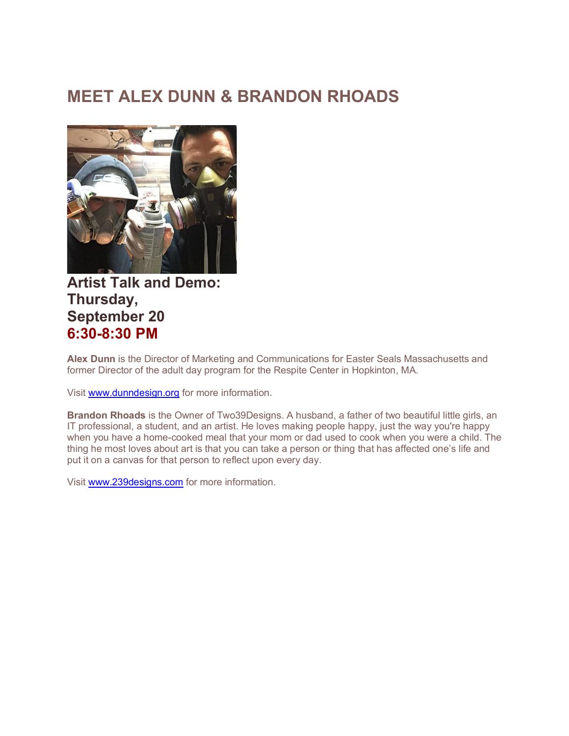# MEET ALEX DUNN & BRANDON RHOADS

## Artist Talk and Demo: Thursday, September 20
## 6:30-8:30 PM

**Alex Dunn** is the Director of Marketing and Communications for Easter Seals Massachusetts and former Director of the adult day program for the Respite Center in Hopkinton, MA.

Visit www.dunndesign.org for more information.

**Brandon Rhoads** is the Owner of Two39Designs. A husband, a father of two beautiful little girls, an IT professional, a student, and an artist. He loves making people happy, just the way you're happy when you have a home-cooked meal that your mom or dad used to cook when you were a child. The thing he most loves about art is that you can take a person or thing that has affected one's life and put it on a canvas for that person to reflect upon every day.

Visit www.239designs.com for more information.